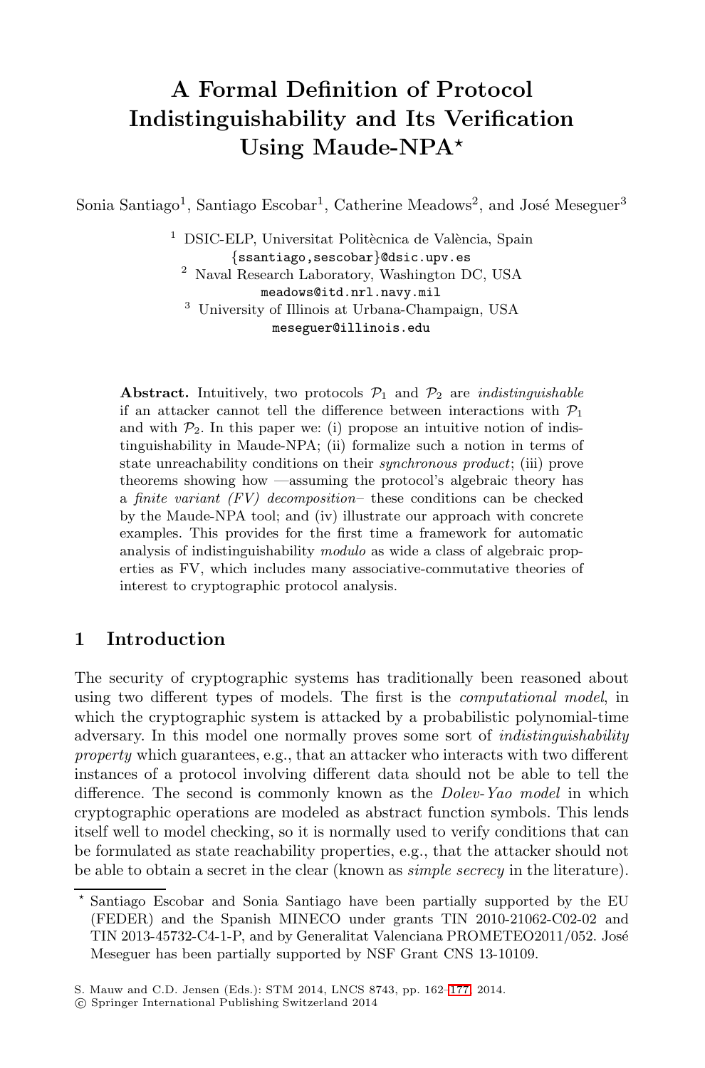# A Formal Definition of Protocol Indistinguishability and Its Verification Using Maude-NPA*

Sonia Santiago[1], Santiago Escobar[1], Catherine Meadows[2], and José Meseguer[3]

[1] DSIC-ELP, Universitat Politècnica de València, Spain
{ssantiago,sescobar}@dsic.upv.es

[2] Naval Research Laboratory, Washington DC, USA
meadows@itd.nrl.navy.mil

[3] University of Illinois at Urbana-Champaign, USA
meseguer@illinois.edu

**Abstract.** Intuitively, two protocols $\mathcal{P}_1$ and $\mathcal{P}_2$ are *indistinguishable* if an attacker cannot tell the difference between interactions with $\mathcal{P}_1$ and with $\mathcal{P}_2$. In this paper we: (i) propose an intuitive notion of indistinguishability in Maude-NPA; (ii) formalize such a notion in terms of state unreachability conditions on their *synchronous product*; (iii) prove theorems showing how —assuming the protocol's algebraic theory has a *finite variant (FV) decomposition*– these conditions can be checked by the Maude-NPA tool; and (iv) illustrate our approach with concrete examples. This provides for the first time a framework for automatic analysis of indistinguishability *modulo* as wide a class of algebraic properties as FV, which includes many associative-commutative theories of interest to cryptographic protocol analysis.

## 1 Introduction

The security of cryptographic systems has traditionally been reasoned about using two different types of models. The first is the *computational model*, in which the cryptographic system is attacked by a probabilistic polynomial-time adversary. In this model one normally proves some sort of *indistinguishability property* which guarantees, e.g., that an attacker who interacts with two different instances of a protocol involving different data should not be able to tell the difference. The second is commonly known as the *Dolev-Yao model* in which cryptographic operations are modeled as abstract function symbols. This lends itself well to model checking, so it is normally used to verify conditions that can be formulated as state reachability properties, e.g., that the attacker should not be able to obtain a secret in the clear (known as *simple secrecy* in the literature).

---

* Santiago Escobar and Sonia Santiago have been partially supported by the EU (FEDER) and the Spanish MINECO under grants TIN 2010-21062-C02-02 and TIN 2013-45732-C4-1-P, and by Generalitat Valenciana PROMETEO2011/052. José Meseguer has been partially supported by NSF Grant CNS 13-10109.

S. Mauw and C.D. Jensen (Eds.): STM 2014, LNCS 8743, pp. 162–177, 2014.
© Springer International Publishing Switzerland 2014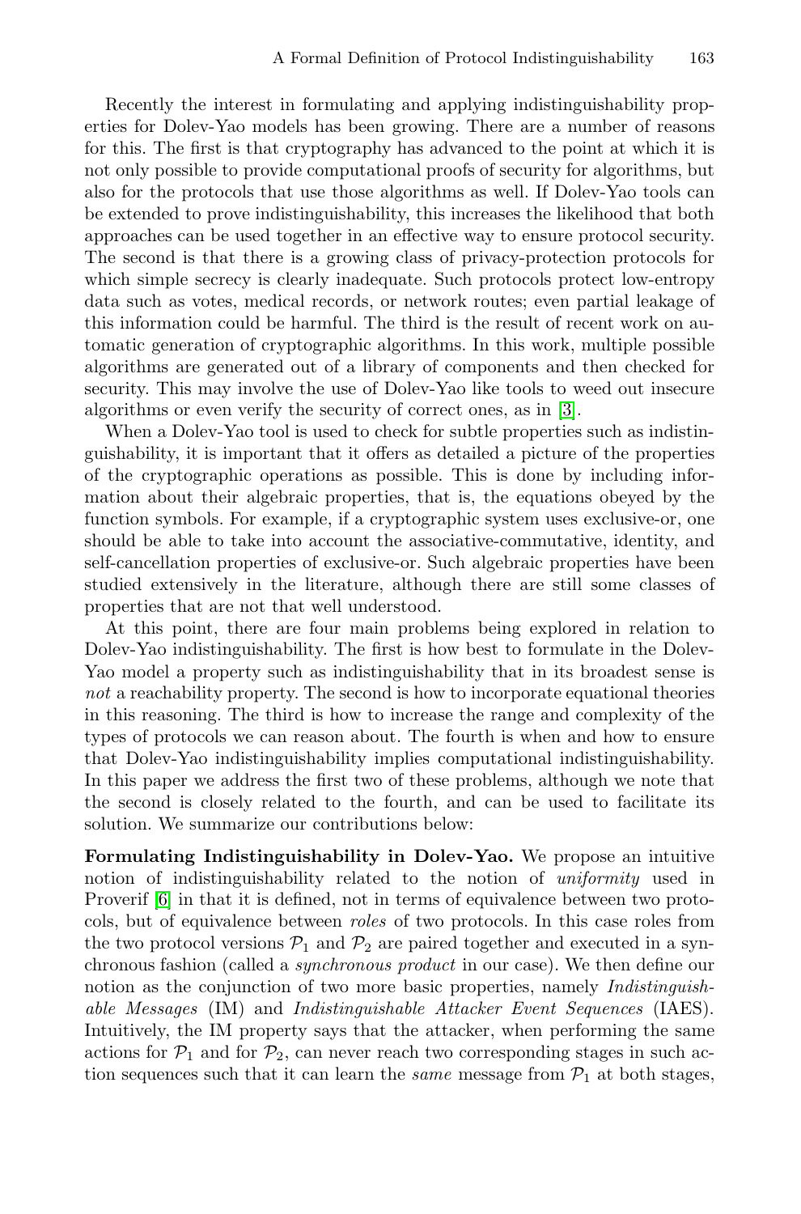Recently the interest in formulating and applying indistinguishability properties for Dolev-Yao models has been growing. There are a number of reasons for this. The first is that cryptography has advanced to the point at which it is not only possible to provide computational proofs of security for algorithms, but also for the protocols that use those algorithms as well. If Dolev-Yao tools can be extended to prove indistinguishability, this increases the likelihood that both approaches can be used together in an effective way to ensure protocol security. The second is that there is a growing class of privacy-protection protocols for which simple secrecy is clearly inadequate. Such protocols protect low-entropy data such as votes, medical records, or network routes; even partial leakage of this information could be harmful. The third is the result of recent work on automatic generation of cryptographic algorithms. In this work, multiple possible algorithms are generated out of a library of components and then checked for security. This may involve the use of Dolev-Yao like tools to weed out insecure algorithms or even verify the security of correct ones, as in [3].

When a Dolev-Yao tool is used to check for subtle properties such as indistinguishability, it is important that it offers as detailed a picture of the properties of the cryptographic operations as possible. This is done by including information about their algebraic properties, that is, the equations obeyed by the function symbols. For example, if a cryptographic system uses exclusive-or, one should be able to take into account the associative-commutative, identity, and self-cancellation properties of exclusive-or. Such algebraic properties have been studied extensively in the literature, although there are still some classes of properties that are not that well understood.

At this point, there are four main problems being explored in relation to Dolev-Yao indistinguishability. The first is how best to formulate in the Dolev-Yao model a property such as indistinguishability that in its broadest sense is *not* a reachability property. The second is how to incorporate equational theories in this reasoning. The third is how to increase the range and complexity of the types of protocols we can reason about. The fourth is when and how to ensure that Dolev-Yao indistinguishability implies computational indistinguishability. In this paper we address the first two of these problems, although we note that the second is closely related to the fourth, and can be used to facilitate its solution. We summarize our contributions below:

**Formulating Indistinguishability in Dolev-Yao.** We propose an intuitive notion of indistinguishability related to the notion of *uniformity* used in Proverif [6] in that it is defined, not in terms of equivalence between two protocols, but of equivalence between *roles* of two protocols. In this case roles from the two protocol versions $\mathcal{P}_1$ and $\mathcal{P}_2$ are paired together and executed in a synchronous fashion (called a *synchronous product* in our case). We then define our notion as the conjunction of two more basic properties, namely *Indistinguishable Messages* (IM) and *Indistinguishable Attacker Event Sequences* (IAES). Intuitively, the IM property says that the attacker, when performing the same actions for $\mathcal{P}_1$ and for $\mathcal{P}_2$, can never reach two corresponding stages in such action sequences such that it can learn the *same* message from $\mathcal{P}_1$ at both stages,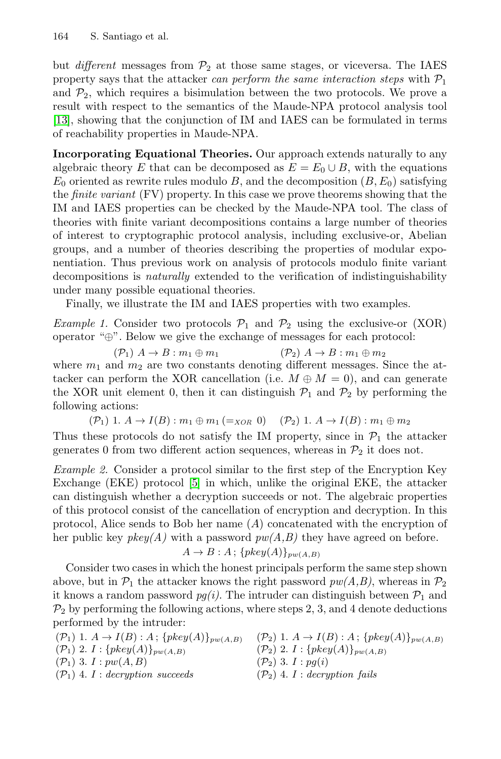but *different* messages from $\mathcal{P}_2$ at those same stages, or viceversa. The IAES property says that the attacker *can perform the same interaction steps* with $\mathcal{P}_1$ and $\mathcal{P}_2$, which requires a bisimulation between the two protocols. We prove a result with respect to the semantics of the Maude-NPA protocol analysis tool [13], showing that the conjunction of IM and IAES can be formulated in terms of reachability properties in Maude-NPA.

**Incorporating Equational Theories.** Our approach extends naturally to any algebraic theory $E$ that can be decomposed as $E = E_0 \cup B$, with the equations $E_0$ oriented as rewrite rules modulo $B$, and the decomposition $(B, E_0)$ satisfying the *finite variant* (FV) property. In this case we prove theorems showing that the IM and IAES properties can be checked by the Maude-NPA tool. The class of theories with finite variant decompositions contains a large number of theories of interest to cryptographic protocol analysis, including exclusive-or, Abelian groups, and a number of theories describing the properties of modular exponentiation. Thus previous work on analysis of protocols modulo finite variant decompositions is *naturally* extended to the verification of indistinguishability under many possible equational theories.

Finally, we illustrate the IM and IAES properties with two examples.

*Example 1.* Consider two protocols $\mathcal{P}_1$ and $\mathcal{P}_2$ using the exclusive-or (XOR) operator "$\oplus$". Below we give the exchange of messages for each protocol:

$$(\mathcal{P}_1)\ A \to B : m_1 \oplus m_1 \qquad\qquad (\mathcal{P}_2)\ A \to B : m_1 \oplus m_2$$

where $m_1$ and $m_2$ are two constants denoting different messages. Since the attacker can perform the XOR cancellation (i.e. $M \oplus M = 0$), and can generate the XOR unit element 0, then it can distinguish $\mathcal{P}_1$ and $\mathcal{P}_2$ by performing the following actions:

$$(\mathcal{P}_1)\ 1.\ A \to I(B) : m_1 \oplus m_1\ (=_{XOR}\ 0) \qquad (\mathcal{P}_2)\ 1.\ A \to I(B) : m_1 \oplus m_2$$

Thus these protocols do not satisfy the IM property, since in $\mathcal{P}_1$ the attacker generates 0 from two different action sequences, whereas in $\mathcal{P}_2$ it does not.

*Example 2.* Consider a protocol similar to the first step of the Encryption Key Exchange (EKE) protocol [5] in which, unlike the original EKE, the attacker can distinguish whether a decryption succeeds or not. The algebraic properties of this protocol consist of the cancellation of encryption and decryption. In this protocol, Alice sends to Bob her name ($A$) concatenated with the encryption of her public key *pkey(A)* with a password *pw(A,B)* they have agreed on before.

$$A \to B : A\,;\,\{pkey(A)\}_{pw(A,B)}$$

Consider two cases in which the honest principals perform the same step shown above, but in $\mathcal{P}_1$ the attacker knows the right password *pw(A,B)*, whereas in $\mathcal{P}_2$ it knows a random password *pg(i)*. The intruder can distinguish between $\mathcal{P}_1$ and $\mathcal{P}_2$ by performing the following actions, where steps 2, 3, and 4 denote deductions performed by the intruder:

$(\mathcal{P}_1)$ 1. $A \to I(B) : A\,;\,\{pkey(A)\}_{pw(A,B)}$ $\quad$ $(\mathcal{P}_2)$ 1. $A \to I(B) : A\,;\,\{pkey(A)\}_{pw(A,B)}$
$(\mathcal{P}_1)$ 2. $I : \{pkey(A)\}_{pw(A,B)}$ $\quad$ $(\mathcal{P}_2)$ 2. $I : \{pkey(A)\}_{pw(A,B)}$
$(\mathcal{P}_1)$ 3. $I : pw(A,B)$ $\quad$ $(\mathcal{P}_2)$ 3. $I : pg(i)$
$(\mathcal{P}_1)$ 4. $I$ : *decryption succeeds* $\quad$ $(\mathcal{P}_2)$ 4. $I$ : *decryption fails*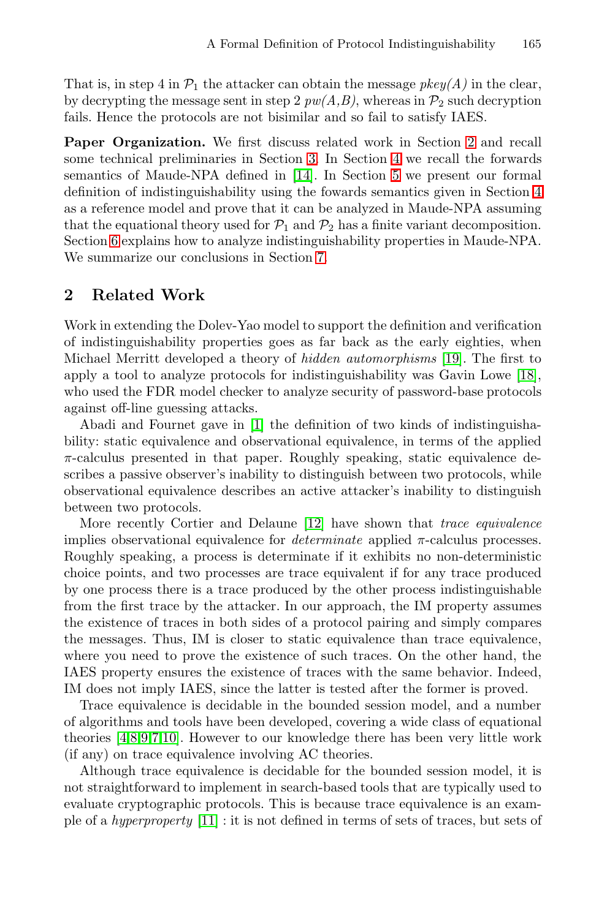That is, in step 4 in $\mathcal{P}_1$ the attacker can obtain the message *pkey(A)* in the clear, by decrypting the message sent in step 2 *pw(A,B)*, whereas in $\mathcal{P}_2$ such decryption fails. Hence the protocols are not bisimilar and so fail to satisfy IAES.

**Paper Organization.** We first discuss related work in Section 2 and recall some technical preliminaries in Section 3. In Section 4 we recall the forwards semantics of Maude-NPA defined in [14]. In Section 5 we present our formal definition of indistinguishability using the fowards semantics given in Section 4 as a reference model and prove that it can be analyzed in Maude-NPA assuming that the equational theory used for $\mathcal{P}_1$ and $\mathcal{P}_2$ has a finite variant decomposition. Section 6 explains how to analyze indistinguishability properties in Maude-NPA. We summarize our conclusions in Section 7.

## 2 Related Work

Work in extending the Dolev-Yao model to support the definition and verification of indistinguishability properties goes as far back as the early eighties, when Michael Merritt developed a theory of *hidden automorphisms* [19]. The first to apply a tool to analyze protocols for indistinguishability was Gavin Lowe [18], who used the FDR model checker to analyze security of password-base protocols against off-line guessing attacks.

Abadi and Fournet gave in [1] the definition of two kinds of indistinguishability: static equivalence and observational equivalence, in terms of the applied $\pi$-calculus presented in that paper. Roughly speaking, static equivalence describes a passive observer's inability to distinguish between two protocols, while observational equivalence describes an active attacker's inability to distinguish between two protocols.

More recently Cortier and Delaune [12] have shown that *trace equivalence* implies observational equivalence for *determinate* applied $\pi$-calculus processes. Roughly speaking, a process is determinate if it exhibits no non-deterministic choice points, and two processes are trace equivalent if for any trace produced by one process there is a trace produced by the other process indistinguishable from the first trace by the attacker. In our approach, the IM property assumes the existence of traces in both sides of a protocol pairing and simply compares the messages. Thus, IM is closer to static equivalence than trace equivalence, where you need to prove the existence of such traces. On the other hand, the IAES property ensures the existence of traces with the same behavior. Indeed, IM does not imply IAES, since the latter is tested after the former is proved.

Trace equivalence is decidable in the bounded session model, and a number of algorithms and tools have been developed, covering a wide class of equational theories [4,8,9,7,10]. However to our knowledge there has been very little work (if any) on trace equivalence involving AC theories.

Although trace equivalence is decidable for the bounded session model, it is not straightforward to implement in search-based tools that are typically used to evaluate cryptographic protocols. This is because trace equivalence is an example of a *hyperproperty* [11] : it is not defined in terms of sets of traces, but sets of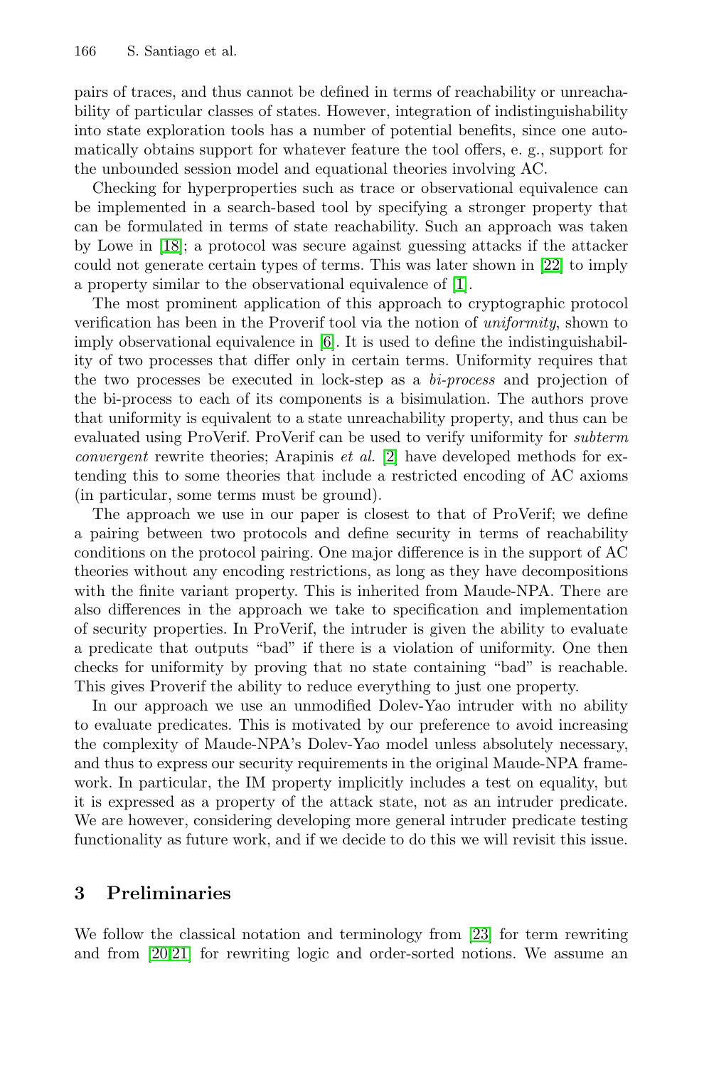pairs of traces, and thus cannot be defined in terms of reachability or unreachability of particular classes of states. However, integration of indistinguishability into state exploration tools has a number of potential benefits, since one automatically obtains support for whatever feature the tool offers, e. g., support for the unbounded session model and equational theories involving AC.

Checking for hyperproperties such as trace or observational equivalence can be implemented in a search-based tool by specifying a stronger property that can be formulated in terms of state reachability. Such an approach was taken by Lowe in [18]; a protocol was secure against guessing attacks if the attacker could not generate certain types of terms. This was later shown in [22] to imply a property similar to the observational equivalence of [1].

The most prominent application of this approach to cryptographic protocol verification has been in the Proverif tool via the notion of *uniformity*, shown to imply observational equivalence in [6]. It is used to define the indistinguishability of two processes that differ only in certain terms. Uniformity requires that the two processes be executed in lock-step as a *bi-process* and projection of the bi-process to each of its components is a bisimulation. The authors prove that uniformity is equivalent to a state unreachability property, and thus can be evaluated using ProVerif. ProVerif can be used to verify uniformity for *subterm convergent* rewrite theories; Arapinis *et al.* [2] have developed methods for extending this to some theories that include a restricted encoding of AC axioms (in particular, some terms must be ground).

The approach we use in our paper is closest to that of ProVerif; we define a pairing between two protocols and define security in terms of reachability conditions on the protocol pairing. One major difference is in the support of AC theories without any encoding restrictions, as long as they have decompositions with the finite variant property. This is inherited from Maude-NPA. There are also differences in the approach we take to specification and implementation of security properties. In ProVerif, the intruder is given the ability to evaluate a predicate that outputs "bad" if there is a violation of uniformity. One then checks for uniformity by proving that no state containing "bad" is reachable. This gives Proverif the ability to reduce everything to just one property.

In our approach we use an unmodified Dolev-Yao intruder with no ability to evaluate predicates. This is motivated by our preference to avoid increasing the complexity of Maude-NPA's Dolev-Yao model unless absolutely necessary, and thus to express our security requirements in the original Maude-NPA framework. In particular, the IM property implicitly includes a test on equality, but it is expressed as a property of the attack state, not as an intruder predicate. We are however, considering developing more general intruder predicate testing functionality as future work, and if we decide to do this we will revisit this issue.

## 3 Preliminaries

We follow the classical notation and terminology from [23] for term rewriting and from [20,21] for rewriting logic and order-sorted notions. We assume an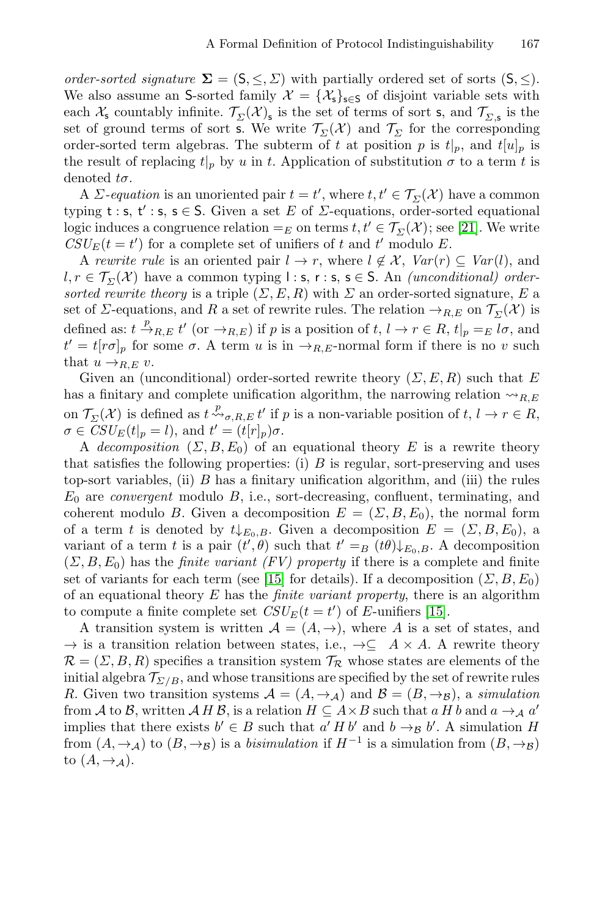*order-sorted signature* $\mathbf{\Sigma} = (\mathsf{S}, \leq, \Sigma)$ with partially ordered set of sorts $(\mathsf{S}, \leq)$. We also assume an $\mathsf{S}$-sorted family $\mathcal{X} = \{\mathcal{X}_\mathsf{s}\}_{\mathsf{s} \in \mathsf{S}}$ of disjoint variable sets with each $\mathcal{X}_\mathsf{s}$ countably infinite. $\mathcal{T}_\Sigma(\mathcal{X})_\mathsf{s}$ is the set of terms of sort $\mathsf{s}$, and $\mathcal{T}_{\Sigma,\mathsf{s}}$ is the set of ground terms of sort $\mathsf{s}$. We write $\mathcal{T}_\Sigma(\mathcal{X})$ and $\mathcal{T}_\Sigma$ for the corresponding order-sorted term algebras. The subterm of $t$ at position $p$ is $t|_p$, and $t[u]_p$ is the result of replacing $t|_p$ by $u$ in $t$. Application of substitution $\sigma$ to a term $t$ is denoted $t\sigma$.

A *$\Sigma$-equation* is an unoriented pair $t = t'$, where $t, t' \in \mathcal{T}_\Sigma(\mathcal{X})$ have a common typing $\mathsf{t} : \mathsf{s}$, $\mathsf{t}' : \mathsf{s}$, $\mathsf{s} \in \mathsf{S}$. Given a set $E$ of $\Sigma$-equations, order-sorted equational logic induces a congruence relation $=_E$ on terms $t, t' \in \mathcal{T}_\Sigma(\mathcal{X})$; see [21]. We write $CSU_E(t = t')$ for a complete set of unifiers of $t$ and $t'$ modulo $E$.

A *rewrite rule* is an oriented pair $l \to r$, where $l \notin \mathcal{X}$, $Var(r) \subseteq Var(l)$, and $l, r \in \mathcal{T}_\Sigma(\mathcal{X})$ have a common typing $\mathsf{l} : \mathsf{s}$, $\mathsf{r} : \mathsf{s}$, $\mathsf{s} \in \mathsf{S}$. An *(unconditional) order-sorted rewrite theory* is a triple $(\Sigma, E, R)$ with $\Sigma$ an order-sorted signature, $E$ a set of $\Sigma$-equations, and $R$ a set of rewrite rules. The relation $\to_{R,E}$ on $\mathcal{T}_\Sigma(\mathcal{X})$ is defined as: $t \xrightarrow{p}_{R,E} t'$ (or $\to_{R,E}$) if $p$ is a position of $t$, $l \to r \in R$, $t|_p =_E l\sigma$, and $t' = t[r\sigma]_p$ for some $\sigma$. A term $u$ is in $\to_{R,E}$-normal form if there is no $v$ such that $u \to_{R,E} v$.

Given an (unconditional) order-sorted rewrite theory $(\Sigma, E, R)$ such that $E$ has a finitary and complete unification algorithm, the narrowing relation $\rightsquigarrow_{R,E}$ on $\mathcal{T}_\Sigma(\mathcal{X})$ is defined as $t \overset{p}{\rightsquigarrow}_{\sigma,R,E} t'$ if $p$ is a non-variable position of $t$, $l \to r \in R$, $\sigma \in CSU_E(t|_p = l)$, and $t' = (t[r]_p)\sigma$.

A *decomposition* $(\Sigma, B, E_0)$ of an equational theory $E$ is a rewrite theory that satisfies the following properties: (i) $B$ is regular, sort-preserving and uses top-sort variables, (ii) $B$ has a finitary unification algorithm, and (iii) the rules $E_0$ are *convergent* modulo $B$, i.e., sort-decreasing, confluent, terminating, and coherent modulo $B$. Given a decomposition $E = (\Sigma, B, E_0)$, the normal form of a term $t$ is denoted by $t{\downarrow_{E_0,B}}$. Given a decomposition $E = (\Sigma, B, E_0)$, a variant of a term $t$ is a pair $(t', \theta)$ such that $t' =_B (t\theta){\downarrow_{E_0,B}}$. A decomposition $(\Sigma, B, E_0)$ has the *finite variant (FV) property* if there is a complete and finite set of variants for each term (see [15] for details). If a decomposition $(\Sigma, B, E_0)$ of an equational theory $E$ has the *finite variant property*, there is an algorithm to compute a finite complete set $CSU_E(t = t')$ of $E$-unifiers [15].

A transition system is written $\mathcal{A} = (A, \to)$, where $A$ is a set of states, and $\to$ is a transition relation between states, i.e., $\to \subseteq A \times A$. A rewrite theory $\mathcal{R} = (\Sigma, B, R)$ specifies a transition system $\mathcal{T}_\mathcal{R}$ whose states are elements of the initial algebra $\mathcal{T}_{\Sigma/B}$, and whose transitions are specified by the set of rewrite rules $R$. Given two transition systems $\mathcal{A} = (A, \to_\mathcal{A})$ and $\mathcal{B} = (B, \to_\mathcal{B})$, a *simulation* from $\mathcal{A}$ to $\mathcal{B}$, written $\mathcal{A}\, H\, \mathcal{B}$, is a relation $H \subseteq A \times B$ such that $a\, H\, b$ and $a \to_\mathcal{A} a'$ implies that there exists $b' \in B$ such that $a'\, H\, b'$ and $b \to_\mathcal{B} b'$. A simulation $H$ from $(A, \to_\mathcal{A})$ to $(B, \to_\mathcal{B})$ is a *bisimulation* if $H^{-1}$ is a simulation from $(B, \to_\mathcal{B})$ to $(A, \to_\mathcal{A})$.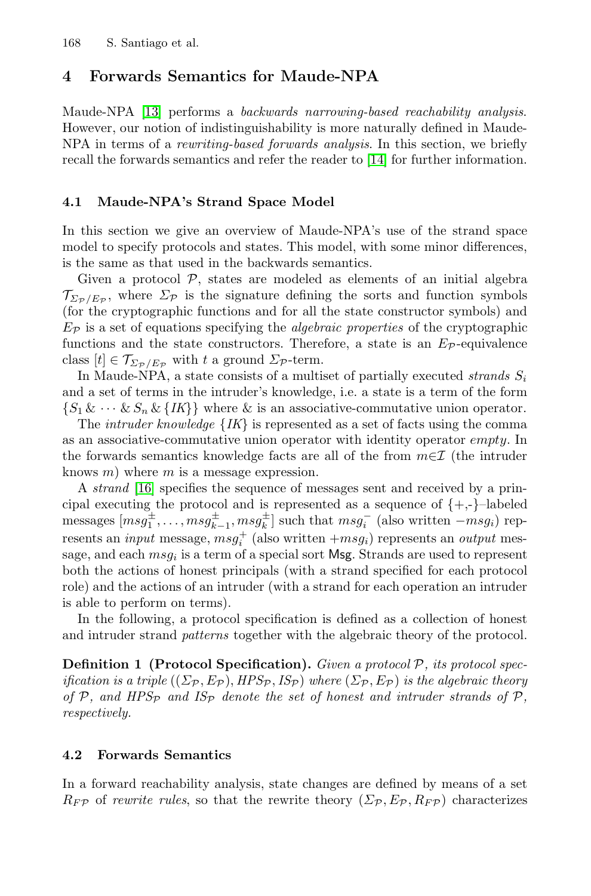## 4 Forwards Semantics for Maude-NPA

Maude-NPA [13] performs a *backwards narrowing-based reachability analysis*. However, our notion of indistinguishability is more naturally defined in Maude-NPA in terms of a *rewriting-based forwards analysis*. In this section, we briefly recall the forwards semantics and refer the reader to [14] for further information.

### 4.1 Maude-NPA's Strand Space Model

In this section we give an overview of Maude-NPA's use of the strand space model to specify protocols and states. This model, with some minor differences, is the same as that used in the backwards semantics.

Given a protocol $\mathcal{P}$, states are modeled as elements of an initial algebra $\mathcal{T}_{\Sigma_{\mathcal{P}}/E_{\mathcal{P}}}$, where $\Sigma_{\mathcal{P}}$ is the signature defining the sorts and function symbols (for the cryptographic functions and for all the state constructor symbols) and $E_{\mathcal{P}}$ is a set of equations specifying the *algebraic properties* of the cryptographic functions and the state constructors. Therefore, a state is an $E_{\mathcal{P}}$-equivalence class $[t] \in \mathcal{T}_{\Sigma_{\mathcal{P}}/E_{\mathcal{P}}}$ with $t$ a ground $\Sigma_{\mathcal{P}}$-term.

In Maude-NPA, a state consists of a multiset of partially executed *strands* $S_i$ and a set of terms in the intruder's knowledge, i.e. a state is a term of the form $\{S_1 \,\&\, \cdots \,\&\, S_n \,\&\, \{IK\}\}$ where $\&$ is an associative-commutative union operator.

The *intruder knowledge* $\{IK\}$ is represented as a set of facts using the comma as an associative-commutative union operator with identity operator *empty*. In the forwards semantics knowledge facts are all of the from $m{\in}\mathcal{I}$ (the intruder knows $m$) where $m$ is a message expression.

A *strand* [16] specifies the sequence of messages sent and received by a principal executing the protocol and is represented as a sequence of $\{+,\text{-}\}$–labeled messages $[msg_1^{\pm}, \ldots, msg_{k-1}^{\pm}, msg_k^{\pm}]$ such that $msg_i^-$ (also written $-msg_i$) represents an *input* message, $msg_i^+$ (also written $+msg_i$) represents an *output* message, and each $msg_i$ is a term of a special sort $\mathsf{Msg}$. Strands are used to represent both the actions of honest principals (with a strand specified for each protocol role) and the actions of an intruder (with a strand for each operation an intruder is able to perform on terms).

In the following, a protocol specification is defined as a collection of honest and intruder strand *patterns* together with the algebraic theory of the protocol.

**Definition 1 (Protocol Specification).** *Given a protocol $\mathcal{P}$, its protocol specification is a triple $((\Sigma_{\mathcal{P}}, E_{\mathcal{P}}), HPS_{\mathcal{P}}, IS_{\mathcal{P}})$ where $(\Sigma_{\mathcal{P}}, E_{\mathcal{P}})$ is the algebraic theory of $\mathcal{P}$, and $HPS_{\mathcal{P}}$ and $IS_{\mathcal{P}}$ denote the set of honest and intruder strands of $\mathcal{P}$, respectively.*

### 4.2 Forwards Semantics

In a forward reachability analysis, state changes are defined by means of a set $R_{F\mathcal{P}}$ of *rewrite rules*, so that the rewrite theory $(\Sigma_{\mathcal{P}}, E_{\mathcal{P}}, R_{F\mathcal{P}})$ characterizes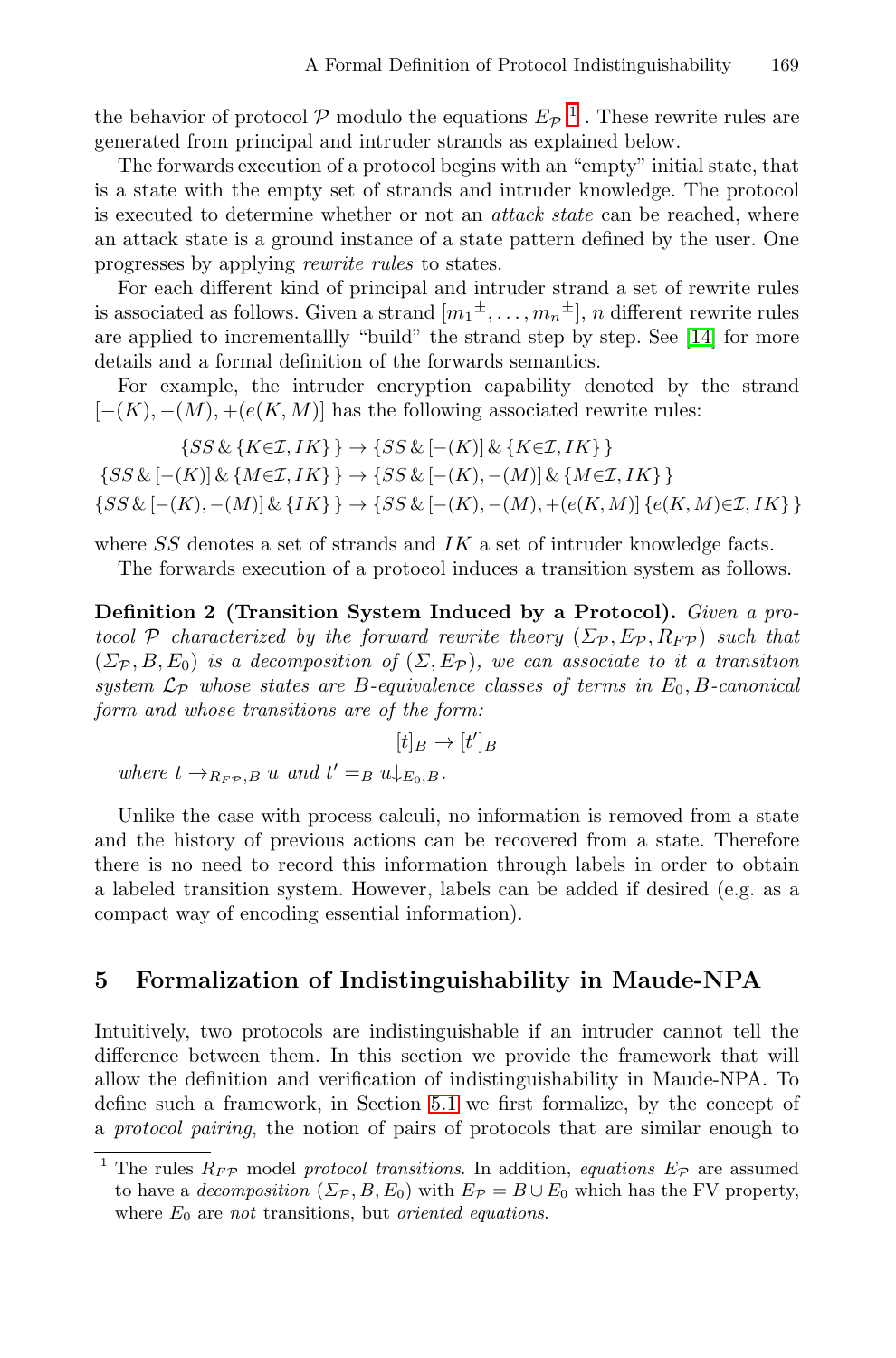the behavior of protocol $\mathcal{P}$ modulo the equations $E_{\mathcal{P}}$ [1] . These rewrite rules are generated from principal and intruder strands as explained below.

The forwards execution of a protocol begins with an "empty" initial state, that is a state with the empty set of strands and intruder knowledge. The protocol is executed to determine whether or not an *attack state* can be reached, where an attack state is a ground instance of a state pattern defined by the user. One progresses by applying *rewrite rules* to states.

For each different kind of principal and intruder strand a set of rewrite rules is associated as follows. Given a strand $[m_1{}^{\pm}, \ldots, m_n{}^{\pm}]$, $n$ different rewrite rules are applied to incrementallly "build" the strand step by step. See [14] for more details and a formal definition of the forwards semantics.

For example, the intruder encryption capability denoted by the strand $[-(K), -(M), +(e(K, M)]$ has the following associated rewrite rules:

$$\{SS \,\&\, \{K{\in}\mathcal{I}, IK\}\} \to \{SS \,\&\, [-(K)] \,\&\, \{K{\in}\mathcal{I}, IK\}\}$$
$$\{SS \,\&\, [-(K)] \,\&\, \{M{\in}\mathcal{I}, IK\}\} \to \{SS \,\&\, [-(K), -(M)] \,\&\, \{M{\in}\mathcal{I}, IK\}\}$$
$$\{SS \,\&\, [-(K), -(M)] \,\&\, \{IK\}\} \to \{SS \,\&\, [-(K), -(M), +(e(K, M)] \,\{e(K, M){\in}\mathcal{I}, IK\}\}$$

where $SS$ denotes a set of strands and $IK$ a set of intruder knowledge facts.

The forwards execution of a protocol induces a transition system as follows.

**Definition 2 (Transition System Induced by a Protocol).** *Given a protocol $\mathcal{P}$ characterized by the forward rewrite theory $(\Sigma_{\mathcal{P}}, E_{\mathcal{P}}, R_{F\mathcal{P}})$ such that $(\Sigma_{\mathcal{P}}, B, E_0)$ is a decomposition of $(\Sigma, E_{\mathcal{P}})$, we can associate to it a transition system $\mathcal{L}_{\mathcal{P}}$ whose states are $B$-equivalence classes of terms in $E_0, B$-canonical form and whose transitions are of the form:*

$$[t]_B \to [t']_B$$

*where $t \to_{R_{F\mathcal{P}}, B} u$ and $t' =_B u{\downarrow_{E_0, B}}$.*

Unlike the case with process calculi, no information is removed from a state and the history of previous actions can be recovered from a state. Therefore there is no need to record this information through labels in order to obtain a labeled transition system. However, labels can be added if desired (e.g. as a compact way of encoding essential information).

## 5 Formalization of Indistinguishability in Maude-NPA

Intuitively, two protocols are indistinguishable if an intruder cannot tell the difference between them. In this section we provide the framework that will allow the definition and verification of indistinguishability in Maude-NPA. To define such a framework, in Section 5.1 we first formalize, by the concept of a *protocol pairing*, the notion of pairs of protocols that are similar enough to

[1] The rules $R_{F\mathcal{P}}$ model *protocol transitions*. In addition, *equations* $E_{\mathcal{P}}$ are assumed to have a *decomposition* $(\Sigma_{\mathcal{P}}, B, E_0)$ with $E_{\mathcal{P}} = B \cup E_0$ which has the FV property, where $E_0$ are *not* transitions, but *oriented equations*.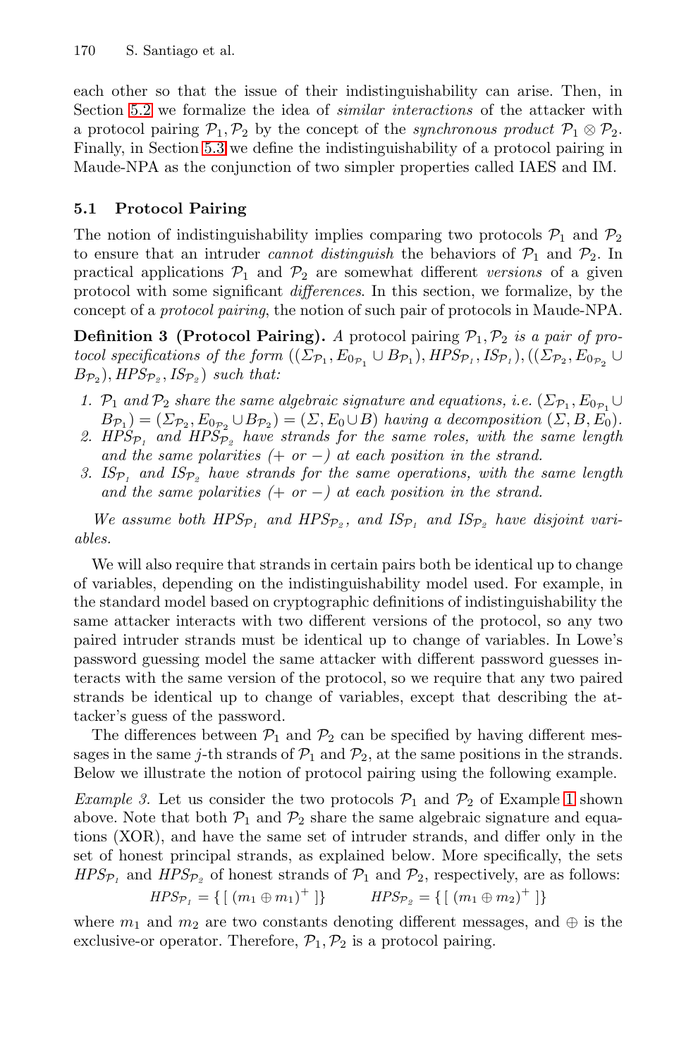each other so that the issue of their indistinguishability can arise. Then, in Section 5.2 we formalize the idea of *similar interactions* of the attacker with a protocol pairing $\mathcal{P}_1, \mathcal{P}_2$ by the concept of the *synchronous product* $\mathcal{P}_1 \otimes \mathcal{P}_2$. Finally, in Section 5.3 we define the indistinguishability of a protocol pairing in Maude-NPA as the conjunction of two simpler properties called IAES and IM.

### 5.1 Protocol Pairing

The notion of indistinguishability implies comparing two protocols $\mathcal{P}_1$ and $\mathcal{P}_2$ to ensure that an intruder *cannot distinguish* the behaviors of $\mathcal{P}_1$ and $\mathcal{P}_2$. In practical applications $\mathcal{P}_1$ and $\mathcal{P}_2$ are somewhat different *versions* of a given protocol with some significant *differences*. In this section, we formalize, by the concept of a *protocol pairing*, the notion of such pair of protocols in Maude-NPA.

**Definition 3 (Protocol Pairing).** *A* protocol pairing $\mathcal{P}_1, \mathcal{P}_2$ *is a pair of protocol specifications of the form* $((\Sigma_{\mathcal{P}_1}, E_{0_{\mathcal{P}_1}} \cup B_{\mathcal{P}_1}), HPS_{\mathcal{P}_1}, IS_{\mathcal{P}_1}), ((\Sigma_{\mathcal{P}_2}, E_{0_{\mathcal{P}_2}} \cup B_{\mathcal{P}_2}), HPS_{\mathcal{P}_2}, IS_{\mathcal{P}_2})$ *such that:*

1. *$\mathcal{P}_1$ and $\mathcal{P}_2$ share the same algebraic signature and equations, i.e.* $(\Sigma_{\mathcal{P}_1}, E_{0_{\mathcal{P}_1}} \cup B_{\mathcal{P}_1}) = (\Sigma_{\mathcal{P}_2}, E_{0_{\mathcal{P}_2}} \cup B_{\mathcal{P}_2}) = (\Sigma, E_0 \cup B)$ *having a decomposition* $(\Sigma, B, E_0)$.
2. *$HPS_{\mathcal{P}_1}$ and $HPS_{\mathcal{P}_2}$ have strands for the same roles, with the same length and the same polarities ($+$ or $-$) at each position in the strand.*
3. *$IS_{\mathcal{P}_1}$ and $IS_{\mathcal{P}_2}$ have strands for the same operations, with the same length and the same polarities ($+$ or $-$) at each position in the strand.*

*We assume both $HPS_{\mathcal{P}_1}$ and $HPS_{\mathcal{P}_2}$, and $IS_{\mathcal{P}_1}$ and $IS_{\mathcal{P}_2}$ have disjoint variables.*

We will also require that strands in certain pairs both be identical up to change of variables, depending on the indistinguishability model used. For example, in the standard model based on cryptographic definitions of indistinguishability the same attacker interacts with two different versions of the protocol, so any two paired intruder strands must be identical up to change of variables. In Lowe's password guessing model the same attacker with different password guesses interacts with the same version of the protocol, so we require that any two paired strands be identical up to change of variables, except that describing the attacker's guess of the password.

The differences between $\mathcal{P}_1$ and $\mathcal{P}_2$ can be specified by having different messages in the same $j$-th strands of $\mathcal{P}_1$ and $\mathcal{P}_2$, at the same positions in the strands. Below we illustrate the notion of protocol pairing using the following example.

*Example 3.* Let us consider the two protocols $\mathcal{P}_1$ and $\mathcal{P}_2$ of Example 1 shown above. Note that both $\mathcal{P}_1$ and $\mathcal{P}_2$ share the same algebraic signature and equations (XOR), and have the same set of intruder strands, and differ only in the set of honest principal strands, as explained below. More specifically, the sets $HPS_{\mathcal{P}_1}$ and $HPS_{\mathcal{P}_2}$ of honest strands of $\mathcal{P}_1$ and $\mathcal{P}_2$, respectively, are as follows:

$$HPS_{\mathcal{P}_1} = \{ [\ (m_1 \oplus m_1)^+\ ] \} \qquad HPS_{\mathcal{P}_2} = \{ [\ (m_1 \oplus m_2)^+\ ] \}$$

where $m_1$ and $m_2$ are two constants denoting different messages, and $\oplus$ is the exclusive-or operator. Therefore, $\mathcal{P}_1, \mathcal{P}_2$ is a protocol pairing.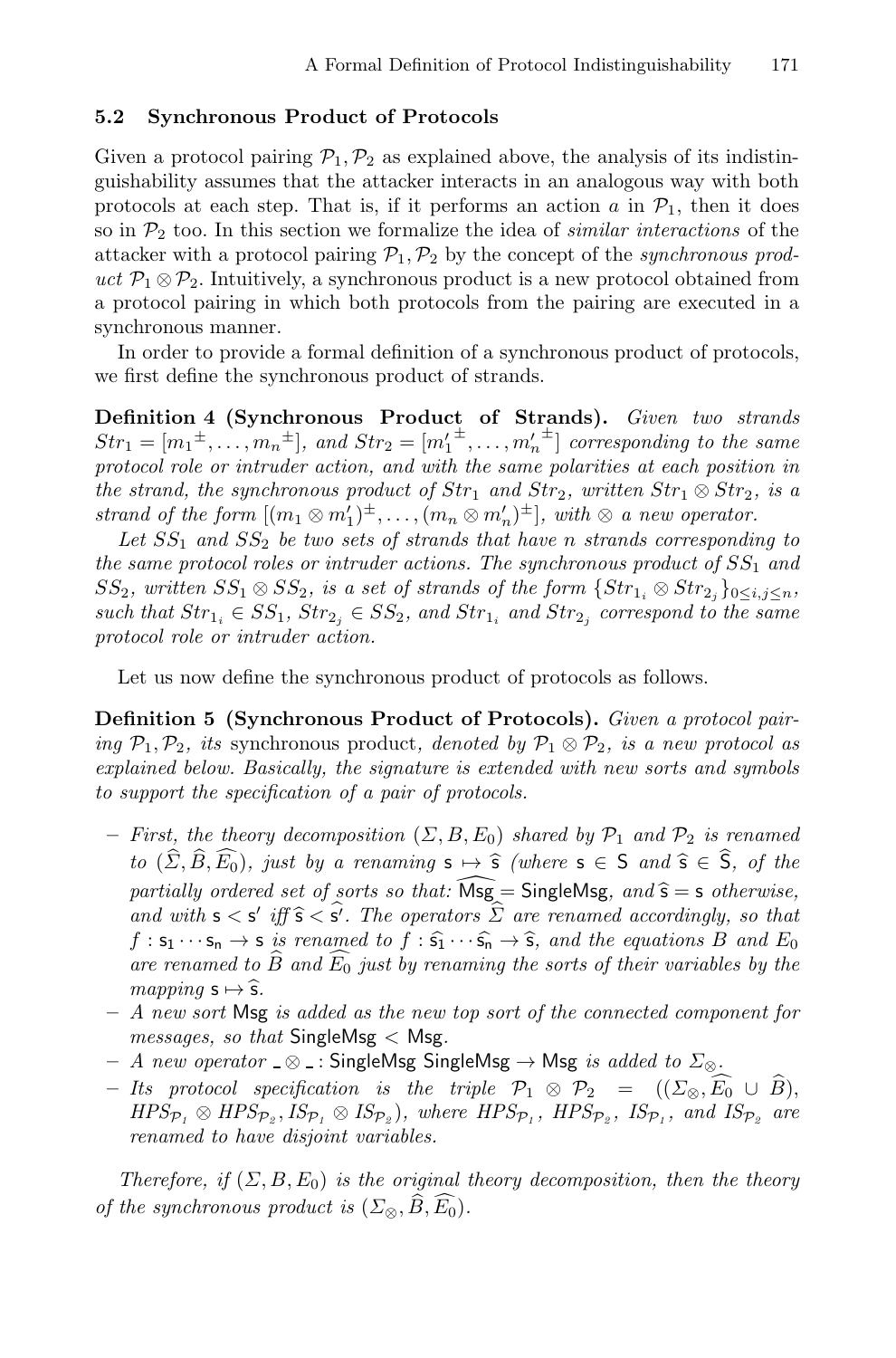### 5.2 Synchronous Product of Protocols

Given a protocol pairing $\mathcal{P}_1, \mathcal{P}_2$ as explained above, the analysis of its indistinguishability assumes that the attacker interacts in an analogous way with both protocols at each step. That is, if it performs an action $a$ in $\mathcal{P}_1$, then it does so in $\mathcal{P}_2$ too. In this section we formalize the idea of *similar interactions* of the attacker with a protocol pairing $\mathcal{P}_1, \mathcal{P}_2$ by the concept of the *synchronous product* $\mathcal{P}_1 \otimes \mathcal{P}_2$. Intuitively, a synchronous product is a new protocol obtained from a protocol pairing in which both protocols from the pairing are executed in a synchronous manner.

In order to provide a formal definition of a synchronous product of protocols, we first define the synchronous product of strands.

**Definition 4 (Synchronous Product of Strands).** *Given two strands $Str_1 = [m_1{}^{\pm}, \ldots, m_n{}^{\pm}]$, and $Str_2 = [m_1'{}^{\pm}, \ldots, m_n'{}^{\pm}]$ corresponding to the same protocol role or intruder action, and with the same polarities at each position in the strand, the synchronous product of $Str_1$ and $Str_2$, written $Str_1 \otimes Str_2$, is a strand of the form $[(m_1 \otimes m_1')^{\pm}, \ldots, (m_n \otimes m_n')^{\pm}]$, with $\otimes$ a new operator.*

*Let $SS_1$ and $SS_2$ be two sets of strands that have $n$ strands corresponding to the same protocol roles or intruder actions. The synchronous product of $SS_1$ and $SS_2$, written $SS_1 \otimes SS_2$, is a set of strands of the form $\{Str_{1_i} \otimes Str_{2_j}\}_{0 \leq i,j \leq n}$, such that $Str_{1_i} \in SS_1$, $Str_{2_j} \in SS_2$, and $Str_{1_i}$ and $Str_{2_j}$ correspond to the same protocol role or intruder action.*

Let us now define the synchronous product of protocols as follows.

**Definition 5 (Synchronous Product of Protocols).** *Given a protocol pairing $\mathcal{P}_1, \mathcal{P}_2$, its* synchronous product*, denoted by $\mathcal{P}_1 \otimes \mathcal{P}_2$, is a new protocol as explained below. Basically, the signature is extended with new sorts and symbols to support the specification of a pair of protocols.*

- *First, the theory decomposition $(\Sigma, B, E_0)$ shared by $\mathcal{P}_1$ and $\mathcal{P}_2$ is renamed to $(\widehat{\Sigma}, \widehat{B}, \widehat{E_0})$, just by a renaming $\mathsf{s} \mapsto \widehat{\mathsf{s}}$ (where $\mathsf{s} \in \mathsf{S}$ and $\widehat{\mathsf{s}} \in \widehat{\mathsf{S}}$, of the partially ordered set of sorts so that: $\widehat{\mathsf{Msg}} = \mathsf{SingleMsg}$, and $\widehat{\mathsf{s}} = \mathsf{s}$ otherwise, and with $\mathsf{s} < \mathsf{s}'$ iff $\widehat{\mathsf{s}} < \widehat{\mathsf{s}'}$. The operators $\widehat{\Sigma}$ are renamed accordingly, so that $f : \mathsf{s_1} \cdots \mathsf{s_n} \to \mathsf{s}$ is renamed to $f : \widehat{\mathsf{s_1}} \cdots \widehat{\mathsf{s_n}} \to \widehat{\mathsf{s}}$, and the equations $B$ and $E_0$ are renamed to $\widehat{B}$ and $\widehat{E_0}$ just by renaming the sorts of their variables by the mapping $\mathsf{s} \mapsto \widehat{\mathsf{s}}$.*
- *A new sort $\mathsf{Msg}$ is added as the new top sort of the connected component for messages, so that $\mathsf{SingleMsg} < \mathsf{Msg}$.*
- *A new operator $\_ \otimes \_ : \mathsf{SingleMsg}\ \mathsf{SingleMsg} \to \mathsf{Msg}$ is added to $\Sigma_{\otimes}$.*
- *Its protocol specification is the triple $\mathcal{P}_1 \otimes \mathcal{P}_2 = ((\Sigma_{\otimes}, \widehat{E_0} \cup \widehat{B}), HPS_{\mathcal{P}_1} \otimes HPS_{\mathcal{P}_2}, IS_{\mathcal{P}_1} \otimes IS_{\mathcal{P}_2})$, where $HPS_{\mathcal{P}_1}$, $HPS_{\mathcal{P}_2}$, $IS_{\mathcal{P}_1}$, and $IS_{\mathcal{P}_2}$ are renamed to have disjoint variables.*

*Therefore, if $(\Sigma, B, E_0)$ is the original theory decomposition, then the theory of the synchronous product is $(\Sigma_{\otimes}, \widehat{B}, \widehat{E_0})$.*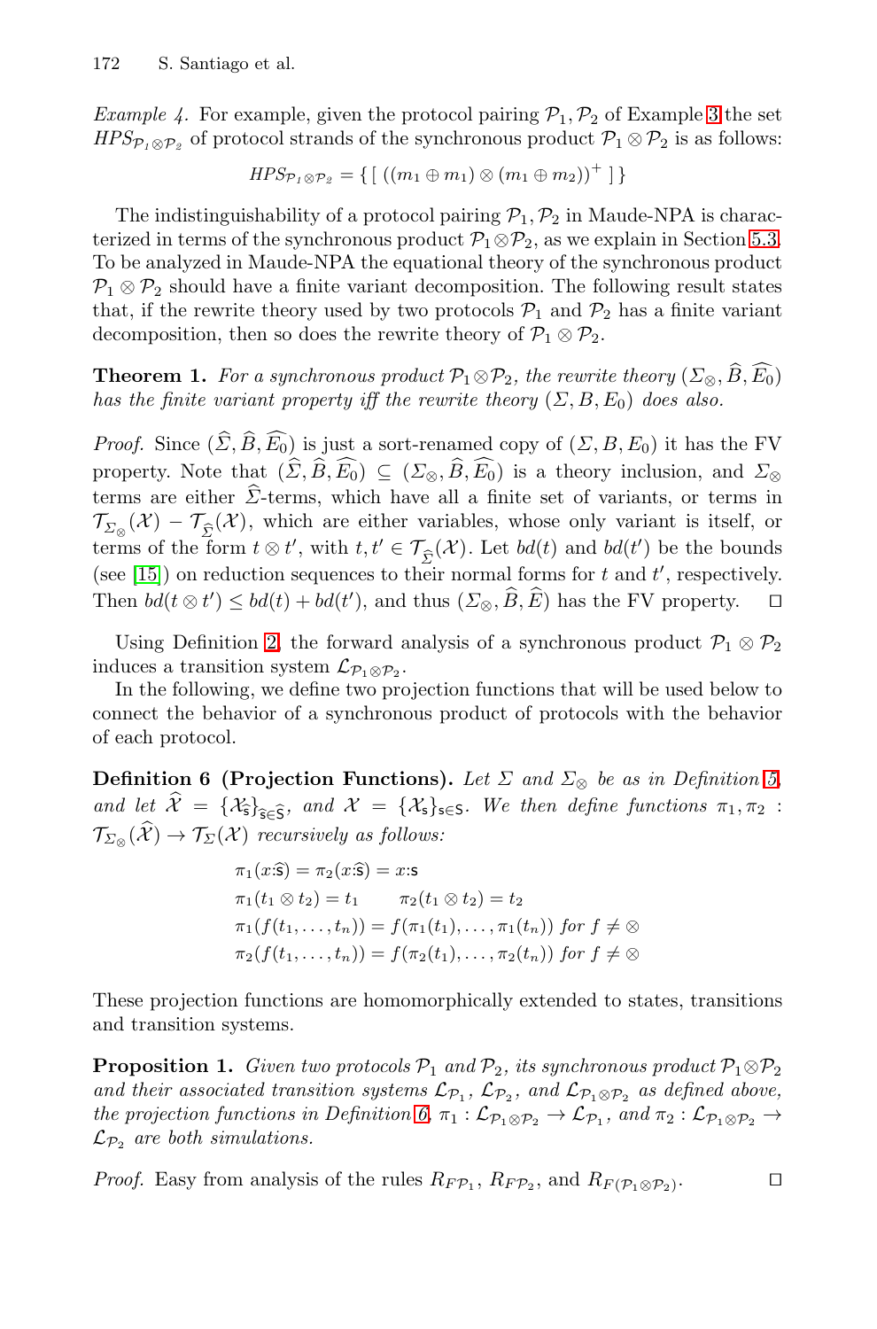*Example 4.* For example, given the protocol pairing $\mathcal{P}_1, \mathcal{P}_2$ of Example 3 the set $HPS_{\mathcal{P}_1 \otimes \mathcal{P}_2}$ of protocol strands of the synchronous product $\mathcal{P}_1 \otimes \mathcal{P}_2$ is as follows:

$$HPS_{\mathcal{P}_1 \otimes \mathcal{P}_2} = \{ [ \ ((m_1 \oplus m_1) \otimes (m_1 \oplus m_2))^+ \ ] \}$$

The indistinguishability of a protocol pairing $\mathcal{P}_1, \mathcal{P}_2$ in Maude-NPA is characterized in terms of the synchronous product $\mathcal{P}_1 \otimes \mathcal{P}_2$, as we explain in Section 5.3. To be analyzed in Maude-NPA the equational theory of the synchronous product $\mathcal{P}_1 \otimes \mathcal{P}_2$ should have a finite variant decomposition. The following result states that, if the rewrite theory used by two protocols $\mathcal{P}_1$ and $\mathcal{P}_2$ has a finite variant decomposition, then so does the rewrite theory of $\mathcal{P}_1 \otimes \mathcal{P}_2$.

**Theorem 1.** *For a synchronous product $\mathcal{P}_1 \otimes \mathcal{P}_2$, the rewrite theory $(\Sigma_\otimes, \widehat{B}, \widehat{E_0})$ has the finite variant property iff the rewrite theory $(\Sigma, B, E_0)$ does also.*

*Proof.* Since $(\widehat{\Sigma}, \widehat{B}, \widehat{E_0})$ is just a sort-renamed copy of $(\Sigma, B, E_0)$ it has the FV property. Note that $(\widehat{\Sigma}, \widehat{B}, \widehat{E_0}) \subseteq (\Sigma_\otimes, \widehat{B}, \widehat{E_0})$ is a theory inclusion, and $\Sigma_\otimes$ terms are either $\widehat{\Sigma}$-terms, which have all a finite set of variants, or terms in $\mathcal{T}_{\Sigma_\otimes}(\mathcal{X}) - \mathcal{T}_{\widehat{\Sigma}}(\mathcal{X})$, which are either variables, whose only variant is itself, or terms of the form $t \otimes t'$, with $t, t' \in \mathcal{T}_{\widehat{\Sigma}}(\mathcal{X})$. Let $bd(t)$ and $bd(t')$ be the bounds (see [15]) on reduction sequences to their normal forms for $t$ and $t'$, respectively. Then $bd(t \otimes t') \leq bd(t) + bd(t')$, and thus $(\Sigma_\otimes, \widehat{B}, \widehat{E})$ has the FV property. $\square$

Using Definition 2, the forward analysis of a synchronous product $\mathcal{P}_1 \otimes \mathcal{P}_2$ induces a transition system $\mathcal{L}_{\mathcal{P}_1 \otimes \mathcal{P}_2}$.

In the following, we define two projection functions that will be used below to connect the behavior of a synchronous product of protocols with the behavior of each protocol.

**Definition 6 (Projection Functions).** *Let $\Sigma$ and $\Sigma_\otimes$ be as in Definition 5, and let $\widehat{\mathcal{X}} = \{\mathcal{X}_{\widehat{\mathsf{s}}}\}_{\widehat{\mathsf{s}} \in \widehat{\mathsf{S}}}$, and $\mathcal{X} = \{\mathcal{X}_{\mathsf{s}}\}_{\mathsf{s} \in \mathsf{S}}$. We then define functions $\pi_1, \pi_2 : \mathcal{T}_{\Sigma_\otimes}(\widehat{\mathcal{X}}) \to \mathcal{T}_{\Sigma}(\mathcal{X})$ recursively as follows:*

$$\begin{aligned}
&\pi_1(x{:}\widehat{\mathsf{s}}) = \pi_2(x{:}\widehat{\mathsf{s}}) = x{:}\mathsf{s}\\
&\pi_1(t_1 \otimes t_2) = t_1 \qquad \pi_2(t_1 \otimes t_2) = t_2\\
&\pi_1(f(t_1, \ldots, t_n)) = f(\pi_1(t_1), \ldots, \pi_1(t_n)) \text{ for } f \neq \otimes\\
&\pi_2(f(t_1, \ldots, t_n)) = f(\pi_2(t_1), \ldots, \pi_2(t_n)) \text{ for } f \neq \otimes
\end{aligned}$$

These projection functions are homomorphically extended to states, transitions and transition systems.

**Proposition 1.** *Given two protocols $\mathcal{P}_1$ and $\mathcal{P}_2$, its synchronous product $\mathcal{P}_1 \otimes \mathcal{P}_2$ and their associated transition systems $\mathcal{L}_{\mathcal{P}_1}$, $\mathcal{L}_{\mathcal{P}_2}$, and $\mathcal{L}_{\mathcal{P}_1 \otimes \mathcal{P}_2}$ as defined above, the projection functions in Definition 6, $\pi_1 : \mathcal{L}_{\mathcal{P}_1 \otimes \mathcal{P}_2} \to \mathcal{L}_{\mathcal{P}_1}$, and $\pi_2 : \mathcal{L}_{\mathcal{P}_1 \otimes \mathcal{P}_2} \to \mathcal{L}_{\mathcal{P}_2}$ are both simulations.*

*Proof.* Easy from analysis of the rules $R_{F\mathcal{P}_1}$, $R_{F\mathcal{P}_2}$, and $R_{F(\mathcal{P}_1 \otimes \mathcal{P}_2)}$. $\square$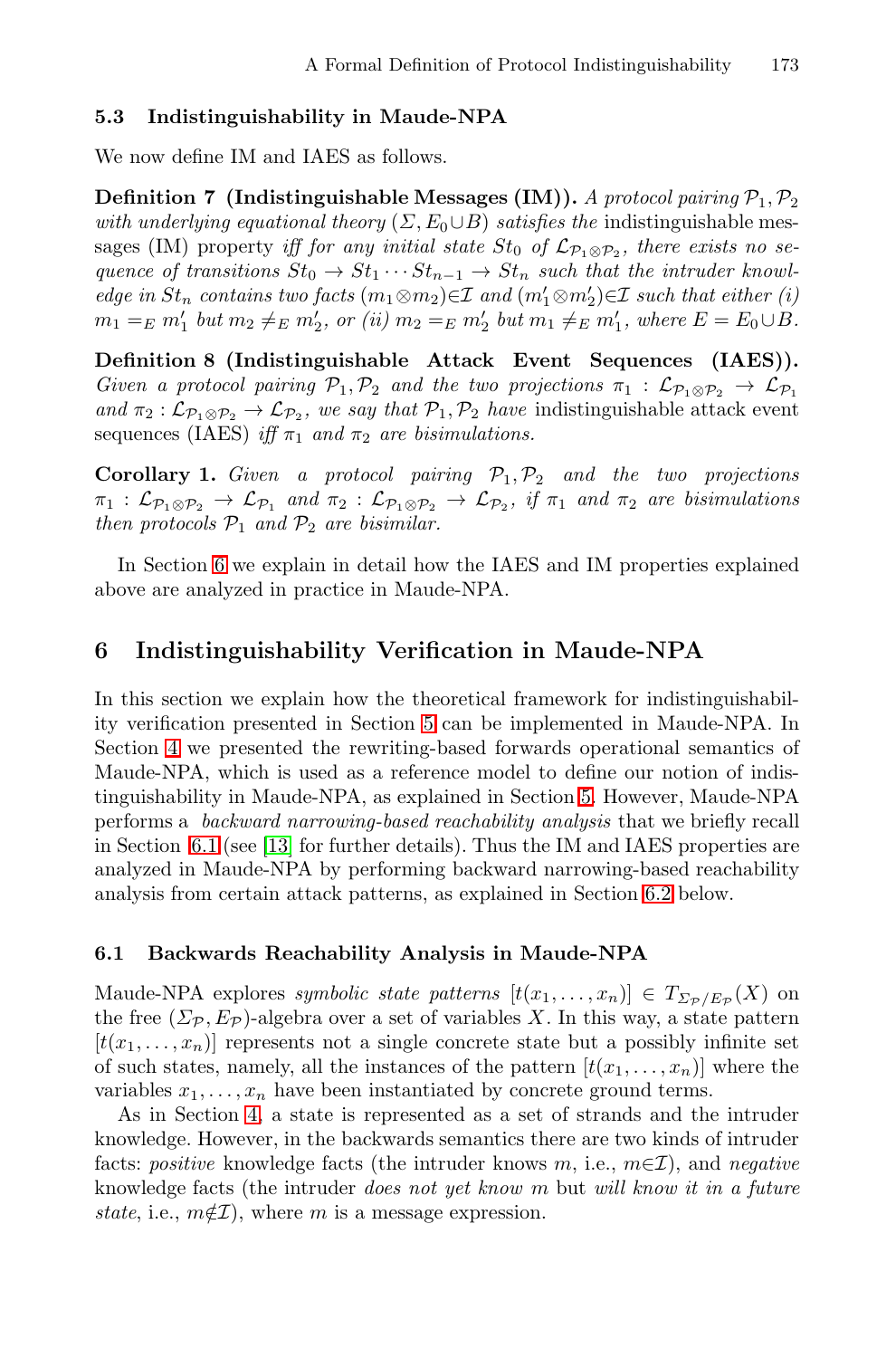### 5.3 Indistinguishability in Maude-NPA

We now define IM and IAES as follows.

**Definition 7 (Indistinguishable Messages (IM)).** *A protocol pairing $\mathcal{P}_1, \mathcal{P}_2$ with underlying equational theory $(\Sigma, E_0 \cup B)$ satisfies the* indistinguishable messages (IM) property *iff for any initial state $St_0$ of $\mathcal{L}_{\mathcal{P}_1 \otimes \mathcal{P}_2}$, there exists no sequence of transitions $St_0 \to St_1 \cdots St_{n-1} \to St_n$ such that the intruder knowledge in $St_n$ contains two facts $(m_1 \otimes m_2) \in \mathcal{I}$ and $(m'_1 \otimes m'_2) \in \mathcal{I}$ such that either (i) $m_1 =_E m'_1$ but $m_2 \neq_E m'_2$, or (ii) $m_2 =_E m'_2$ but $m_1 \neq_E m'_1$, where $E = E_0 \cup B$.*

**Definition 8 (Indistinguishable Attack Event Sequences (IAES)).** *Given a protocol pairing $\mathcal{P}_1, \mathcal{P}_2$ and the two projections $\pi_1 : \mathcal{L}_{\mathcal{P}_1 \otimes \mathcal{P}_2} \to \mathcal{L}_{\mathcal{P}_1}$ and $\pi_2 : \mathcal{L}_{\mathcal{P}_1 \otimes \mathcal{P}_2} \to \mathcal{L}_{\mathcal{P}_2}$, we say that $\mathcal{P}_1, \mathcal{P}_2$ have* indistinguishable attack event sequences (IAES) *iff $\pi_1$ and $\pi_2$ are bisimulations.*

**Corollary 1.** *Given a protocol pairing $\mathcal{P}_1, \mathcal{P}_2$ and the two projections $\pi_1 : \mathcal{L}_{\mathcal{P}_1 \otimes \mathcal{P}_2} \to \mathcal{L}_{\mathcal{P}_1}$ and $\pi_2 : \mathcal{L}_{\mathcal{P}_1 \otimes \mathcal{P}_2} \to \mathcal{L}_{\mathcal{P}_2}$, if $\pi_1$ and $\pi_2$ are bisimulations then protocols $\mathcal{P}_1$ and $\mathcal{P}_2$ are bisimilar.*

In Section 6 we explain in detail how the IAES and IM properties explained above are analyzed in practice in Maude-NPA.

## 6 Indistinguishability Verification in Maude-NPA

In this section we explain how the theoretical framework for indistinguishability verification presented in Section 5 can be implemented in Maude-NPA. In Section 4 we presented the rewriting-based forwards operational semantics of Maude-NPA, which is used as a reference model to define our notion of indistinguishability in Maude-NPA, as explained in Section 5. However, Maude-NPA performs a *backward narrowing-based reachability analysis* that we briefly recall in Section 6.1 (see [13] for further details). Thus the IM and IAES properties are analyzed in Maude-NPA by performing backward narrowing-based reachability analysis from certain attack patterns, as explained in Section 6.2 below.

### 6.1 Backwards Reachability Analysis in Maude-NPA

Maude-NPA explores *symbolic state patterns* $[t(x_1, \ldots, x_n)] \in T_{\Sigma_{\mathcal{P}}/E_{\mathcal{P}}}(X)$ on the free $(\Sigma_{\mathcal{P}}, E_{\mathcal{P}})$-algebra over a set of variables $X$. In this way, a state pattern $[t(x_1, \ldots, x_n)]$ represents not a single concrete state but a possibly infinite set of such states, namely, all the instances of the pattern $[t(x_1, \ldots, x_n)]$ where the variables $x_1, \ldots, x_n$ have been instantiated by concrete ground terms.

As in Section 4, a state is represented as a set of strands and the intruder knowledge. However, in the backwards semantics there are two kinds of intruder facts: *positive* knowledge facts (the intruder knows $m$, i.e., $m \in \mathcal{I}$), and *negative* knowledge facts (the intruder *does not yet know* $m$ but *will know it in a future state*, i.e., $m \notin \mathcal{I}$), where $m$ is a message expression.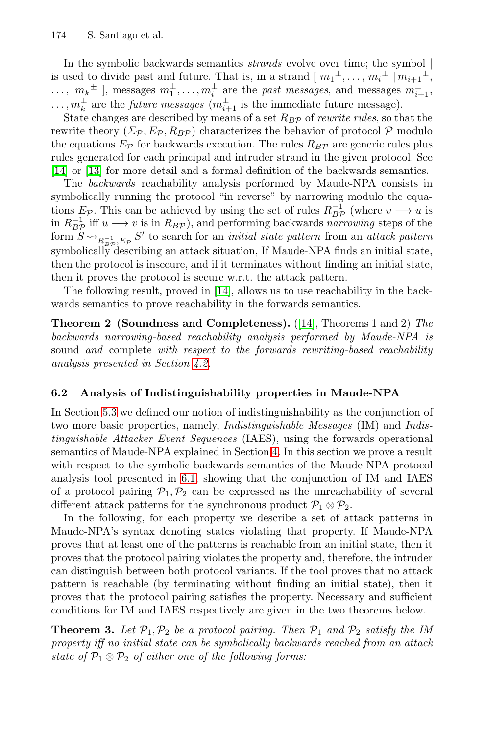In the symbolic backwards semantics *strands* evolve over time; the symbol | is used to divide past and future. That is, in a strand $[\ m_1{}^{\pm}, \ldots, m_i{}^{\pm}\ |\ m_{i+1}{}^{\pm}, \ldots,\ m_k{}^{\pm}\ ]$, messages $m_1^{\pm}, \ldots, m_i^{\pm}$ are the *past messages*, and messages $m_{i+1}^{\pm}, \ldots, m_k^{\pm}$ are the *future messages* ($m_{i+1}^{\pm}$ is the immediate future message).

State changes are described by means of a set $R_{B\mathcal{P}}$ of *rewrite rules*, so that the rewrite theory $(\Sigma_{\mathcal{P}}, E_{\mathcal{P}}, R_{B\mathcal{P}})$ characterizes the behavior of protocol $\mathcal{P}$ modulo the equations $E_{\mathcal{P}}$ for backwards execution. The rules $R_{B\mathcal{P}}$ are generic rules plus rules generated for each principal and intruder strand in the given protocol. See [14] or [13] for more detail and a formal definition of the backwards semantics.

The *backwards* reachability analysis performed by Maude-NPA consists in symbolically running the protocol "in reverse" by narrowing modulo the equations $E_{\mathcal{P}}$. This can be achieved by using the set of rules $R_{B\mathcal{P}}^{-1}$ (where $v \longrightarrow u$ is in $R_{B\mathcal{P}}^{-1}$ iff $u \longrightarrow v$ is in $R_{B\mathcal{P}}$), and performing backwards *narrowing* steps of the form $S \leadsto_{R_{B\mathcal{P}}^{-1}, E_{\mathcal{P}}} S'$ to search for an *initial state pattern* from an *attack pattern* symbolically describing an attack situation, If Maude-NPA finds an initial state, then the protocol is insecure, and if it terminates without finding an initial state, then it proves the protocol is secure w.r.t. the attack pattern.

The following result, proved in [14], allows us to use reachability in the backwards semantics to prove reachability in the forwards semantics.

**Theorem 2 (Soundness and Completeness).** ([14], Theorems 1 and 2) *The backwards narrowing-based reachability analysis performed by Maude-NPA is* sound *and* complete *with respect to the forwards rewriting-based reachability analysis presented in Section 4.2.*

### 6.2 Analysis of Indistinguishability properties in Maude-NPA

In Section 5.3 we defined our notion of indistinguishability as the conjunction of two more basic properties, namely, *Indistinguishable Messages* (IM) and *Indistinguishable Attacker Event Sequences* (IAES), using the forwards operational semantics of Maude-NPA explained in Section 4. In this section we prove a result with respect to the symbolic backwards semantics of the Maude-NPA protocol analysis tool presented in 6.1, showing that the conjunction of IM and IAES of a protocol pairing $\mathcal{P}_1, \mathcal{P}_2$ can be expressed as the unreachability of several different attack patterns for the synchronous product $\mathcal{P}_1 \otimes \mathcal{P}_2$.

In the following, for each property we describe a set of attack patterns in Maude-NPA's syntax denoting states violating that property. If Maude-NPA proves that at least one of the patterns is reachable from an initial state, then it proves that the protocol pairing violates the property and, therefore, the intruder can distinguish between both protocol variants. If the tool proves that no attack pattern is reachable (by terminating without finding an initial state), then it proves that the protocol pairing satisfies the property. Necessary and sufficient conditions for IM and IAES respectively are given in the two theorems below.

**Theorem 3.** *Let $\mathcal{P}_1, \mathcal{P}_2$ be a protocol pairing. Then $\mathcal{P}_1$ and $\mathcal{P}_2$ satisfy the IM property iff no initial state can be symbolically backwards reached from an attack state of $\mathcal{P}_1 \otimes \mathcal{P}_2$ of either one of the following forms:*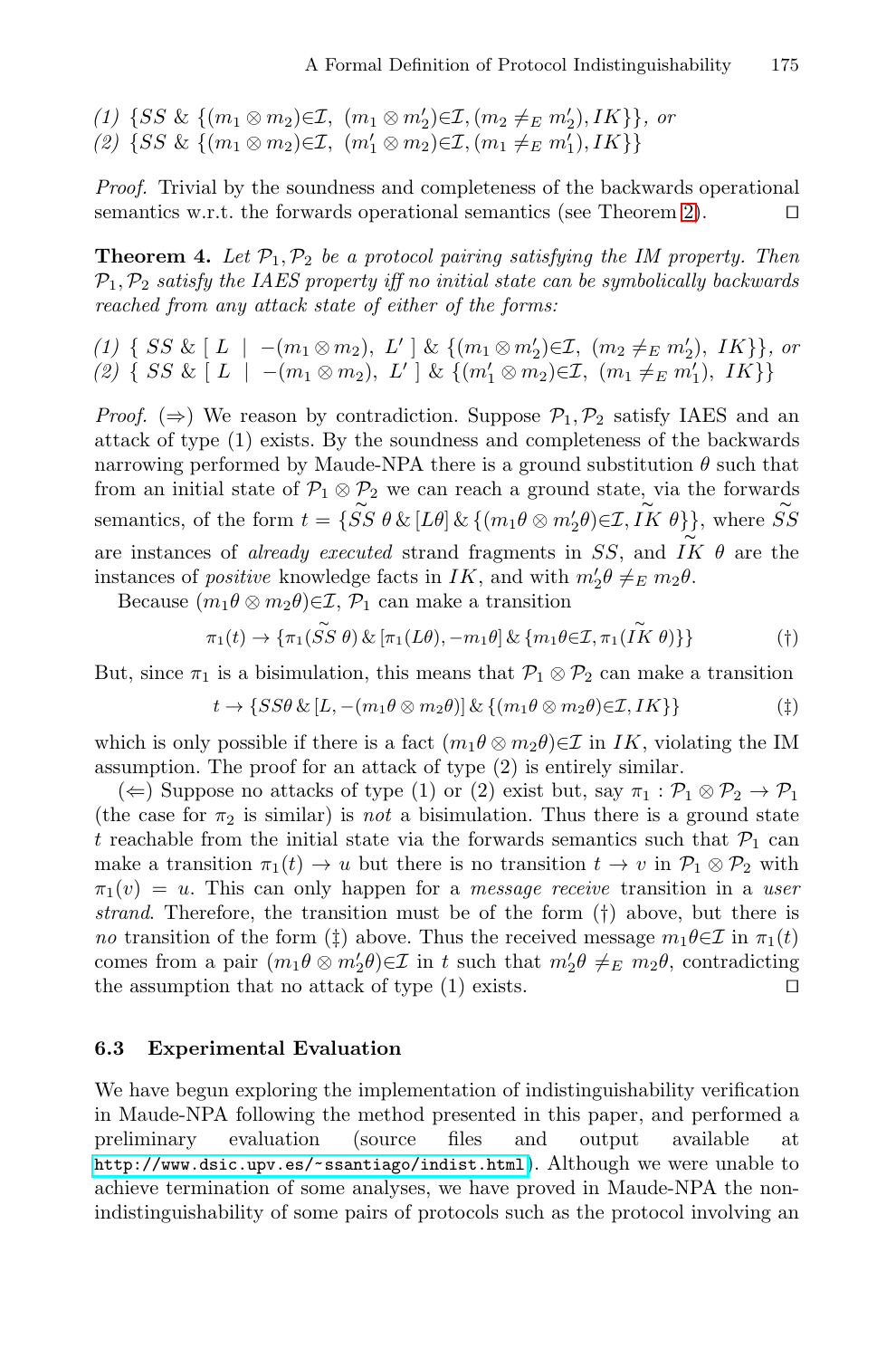(1) $\{SS \;\&\; \{(m_1 \otimes m_2){\in}\mathcal{I},\ (m_1 \otimes m_2'){\in}\mathcal{I}, (m_2 \neq_E m_2'), IK\}\}$, *or*
(2) $\{SS \;\&\; \{(m_1 \otimes m_2){\in}\mathcal{I},\ (m_1' \otimes m_2){\in}\mathcal{I}, (m_1 \neq_E m_1'), IK\}\}$

*Proof.* Trivial by the soundness and completeness of the backwards operational semantics w.r.t. the forwards operational semantics (see Theorem 2). ⊓⊔

**Theorem 4.** *Let $\mathcal{P}_1, \mathcal{P}_2$ be a protocol pairing satisfying the IM property. Then $\mathcal{P}_1, \mathcal{P}_2$ satisfy the IAES property iff no initial state can be symbolically backwards reached from any attack state of either of the forms:*

(1) $\{\ SS \;\&\; [\ L\ \mid\ -(m_1 \otimes m_2),\ L'\ ] \;\&\; \{(m_1 \otimes m_2'){\in}\mathcal{I},\ (m_2 \neq_E m_2'),\ IK\}\}$, *or*
(2) $\{\ SS \;\&\; [\ L\ \mid\ -(m_1 \otimes m_2),\ L'\ ] \;\&\; \{(m_1' \otimes m_2){\in}\mathcal{I},\ (m_1 \neq_E m_1'),\ IK\}\}$

*Proof.* ($\Rightarrow$) We reason by contradiction. Suppose $\mathcal{P}_1, \mathcal{P}_2$ satisfy IAES and an attack of type (1) exists. By the soundness and completeness of the backwards narrowing performed by Maude-NPA there is a ground substitution $\theta$ such that from an initial state of $\mathcal{P}_1 \otimes \mathcal{P}_2$ we can reach a ground state, via the forwards semantics, of the form $t = \{\widetilde{SS}\ \theta \;\&\; [L\theta] \;\&\; \{(m_1\theta \otimes m_2'\theta){\in}\mathcal{I}, \widetilde{IK}\ \theta\}\}$, where $\widetilde{SS}$ are instances of *already executed* strand fragments in $SS$, and $\widetilde{IK}\ \theta$ are the instances of *positive* knowledge facts in $IK$, and with $m_2'\theta \neq_E m_2\theta$.

Because $(m_1\theta \otimes m_2\theta){\in}\mathcal{I}$, $\mathcal{P}_1$ can make a transition

$$\pi_1(t) \to \{\pi_1(\widetilde{SS}\ \theta) \;\&\; [\pi_1(L\theta), -m_1\theta] \;\&\; \{m_1\theta{\in}\mathcal{I}, \pi_1(\widetilde{IK}\ \theta)\}\} \tag{†}$$

But, since $\pi_1$ is a bisimulation, this means that $\mathcal{P}_1 \otimes \mathcal{P}_2$ can make a transition

$$t \to \{SS\theta \;\&\; [L, -(m_1\theta \otimes m_2\theta)] \;\&\; \{(m_1\theta \otimes m_2\theta){\in}\mathcal{I}, IK\}\} \tag{‡}$$

which is only possible if there is a fact $(m_1\theta \otimes m_2\theta){\in}\mathcal{I}$ in $IK$, violating the IM assumption. The proof for an attack of type (2) is entirely similar.

($\Leftarrow$) Suppose no attacks of type (1) or (2) exist but, say $\pi_1 : \mathcal{P}_1 \otimes \mathcal{P}_2 \to \mathcal{P}_1$ (the case for $\pi_2$ is similar) is *not* a bisimulation. Thus there is a ground state $t$ reachable from the initial state via the forwards semantics such that $\mathcal{P}_1$ can make a transition $\pi_1(t) \to u$ but there is no transition $t \to v$ in $\mathcal{P}_1 \otimes \mathcal{P}_2$ with $\pi_1(v) = u$. This can only happen for a *message receive* transition in a *user strand*. Therefore, the transition must be of the form (†) above, but there is *no* transition of the form (‡) above. Thus the received message $m_1\theta{\in}\mathcal{I}$ in $\pi_1(t)$ comes from a pair $(m_1\theta \otimes m_2'\theta){\in}\mathcal{I}$ in $t$ such that $m_2'\theta \neq_E m_2\theta$, contradicting the assumption that no attack of type (1) exists. ⊓⊔

### 6.3 Experimental Evaluation

We have begun exploring the implementation of indistinguishability verification in Maude-NPA following the method presented in this paper, and performed a preliminary evaluation (source files and output available at http://www.dsic.upv.es/~ssantiago/indist.html). Although we were unable to achieve termination of some analyses, we have proved in Maude-NPA the non-indistinguishability of some pairs of protocols such as the protocol involving an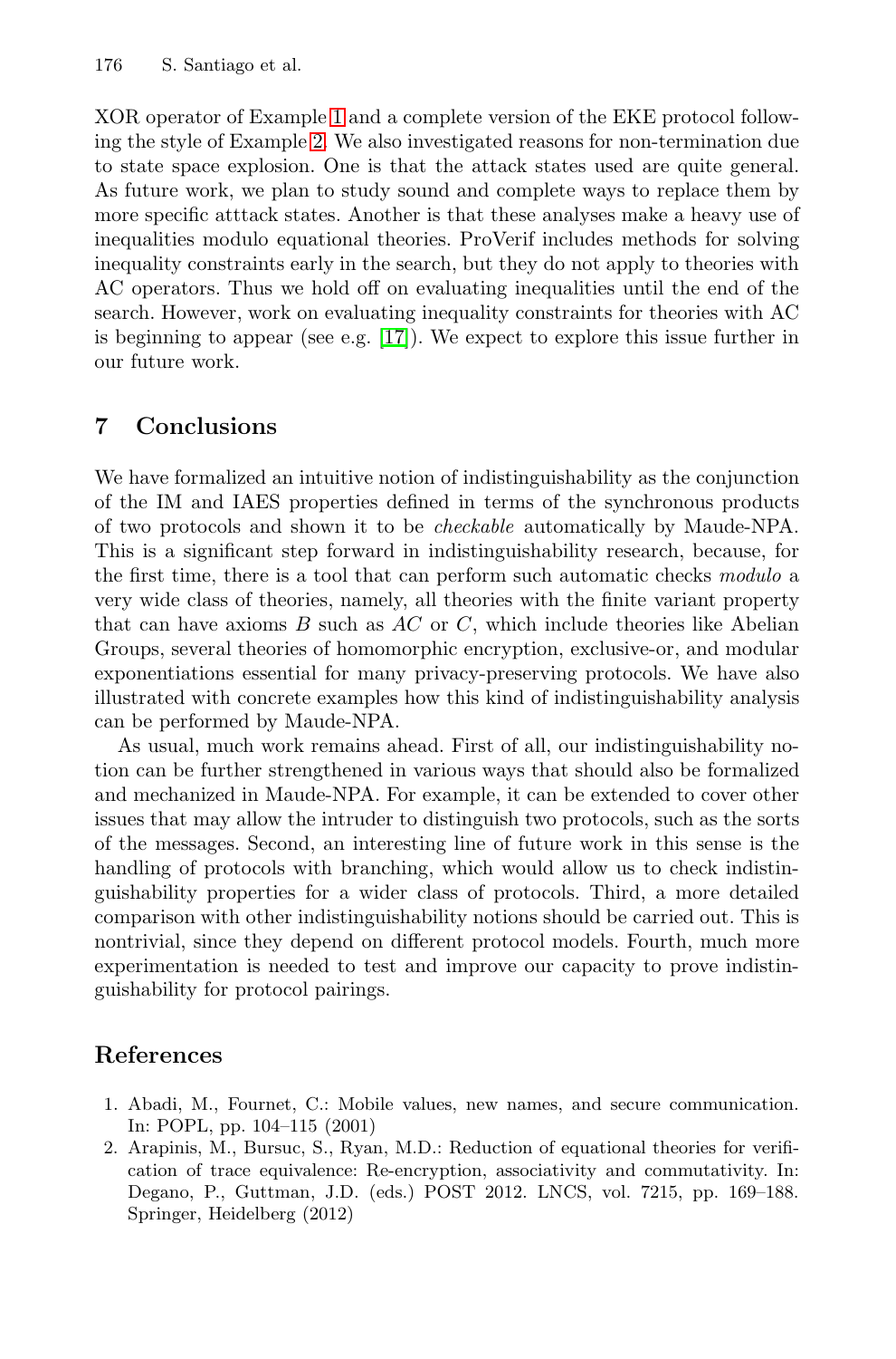XOR operator of Example 1 and a complete version of the EKE protocol following the style of Example 2. We also investigated reasons for non-termination due to state space explosion. One is that the attack states used are quite general. As future work, we plan to study sound and complete ways to replace them by more specific atttack states. Another is that these analyses make a heavy use of inequalities modulo equational theories. ProVerif includes methods for solving inequality constraints early in the search, but they do not apply to theories with AC operators. Thus we hold off on evaluating inequalities until the end of the search. However, work on evaluating inequality constraints for theories with AC is beginning to appear (see e.g. [17]). We expect to explore this issue further in our future work.

## 7 Conclusions

We have formalized an intuitive notion of indistinguishability as the conjunction of the IM and IAES properties defined in terms of the synchronous products of two protocols and shown it to be *checkable* automatically by Maude-NPA. This is a significant step forward in indistinguishability research, because, for the first time, there is a tool that can perform such automatic checks *modulo* a very wide class of theories, namely, all theories with the finite variant property that can have axioms $B$ such as $AC$ or $C$, which include theories like Abelian Groups, several theories of homomorphic encryption, exclusive-or, and modular exponentiations essential for many privacy-preserving protocols. We have also illustrated with concrete examples how this kind of indistinguishability analysis can be performed by Maude-NPA.

As usual, much work remains ahead. First of all, our indistinguishability notion can be further strengthened in various ways that should also be formalized and mechanized in Maude-NPA. For example, it can be extended to cover other issues that may allow the intruder to distinguish two protocols, such as the sorts of the messages. Second, an interesting line of future work in this sense is the handling of protocols with branching, which would allow us to check indistinguishability properties for a wider class of protocols. Third, a more detailed comparison with other indistinguishability notions should be carried out. This is nontrivial, since they depend on different protocol models. Fourth, much more experimentation is needed to test and improve our capacity to prove indistinguishability for protocol pairings.

## References

1. Abadi, M., Fournet, C.: Mobile values, new names, and secure communication. In: POPL, pp. 104–115 (2001)
2. Arapinis, M., Bursuc, S., Ryan, M.D.: Reduction of equational theories for verification of trace equivalence: Re-encryption, associativity and commutativity. In: Degano, P., Guttman, J.D. (eds.) POST 2012. LNCS, vol. 7215, pp. 169–188. Springer, Heidelberg (2012)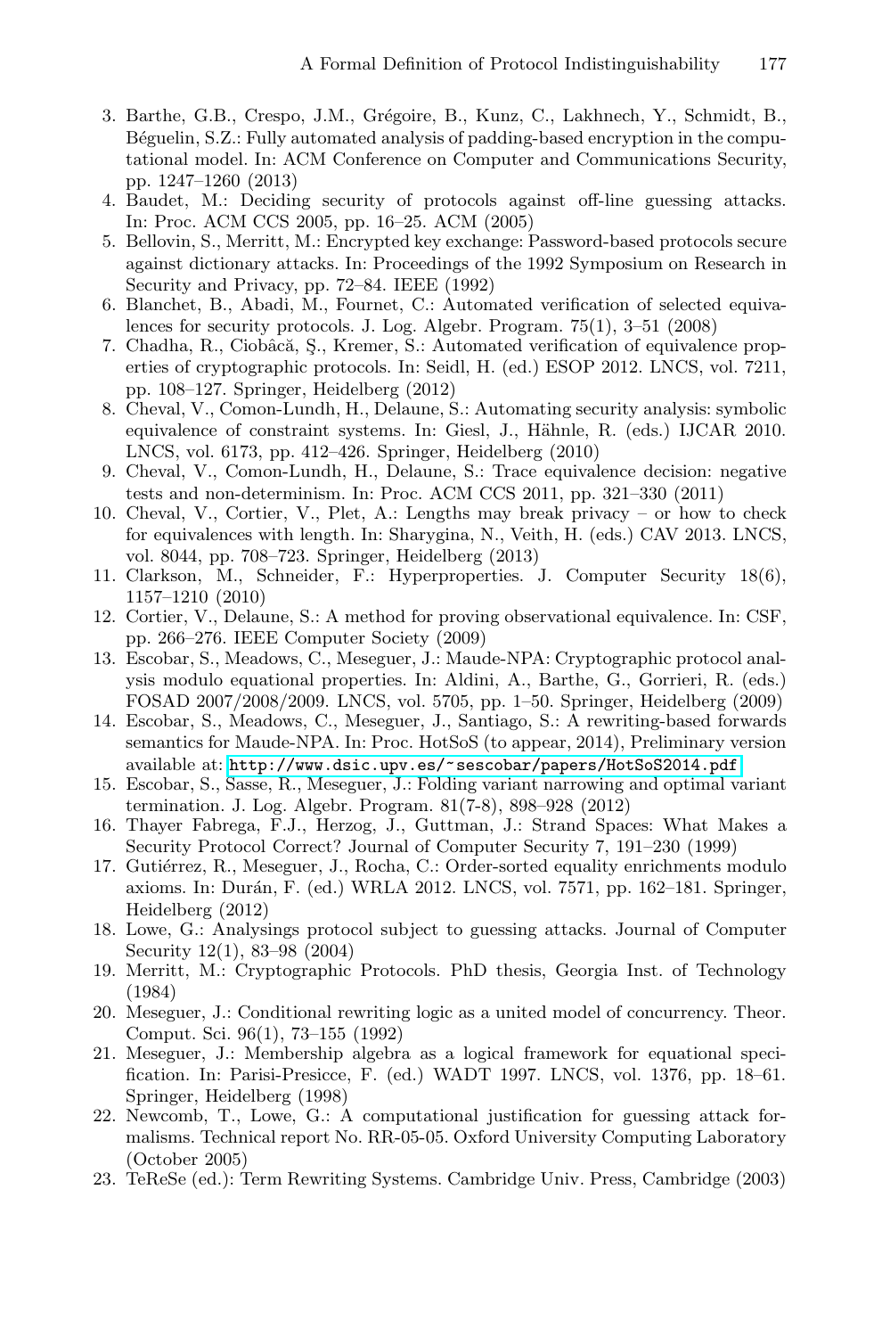3. Barthe, G.B., Crespo, J.M., Grégoire, B., Kunz, C., Lakhnech, Y., Schmidt, B., Béguelin, S.Z.: Fully automated analysis of padding-based encryption in the computational model. In: ACM Conference on Computer and Communications Security, pp. 1247–1260 (2013)
4. Baudet, M.: Deciding security of protocols against off-line guessing attacks. In: Proc. ACM CCS 2005, pp. 16–25. ACM (2005)
5. Bellovin, S., Merritt, M.: Encrypted key exchange: Password-based protocols secure against dictionary attacks. In: Proceedings of the 1992 Symposium on Research in Security and Privacy, pp. 72–84. IEEE (1992)
6. Blanchet, B., Abadi, M., Fournet, C.: Automated verification of selected equivalences for security protocols. J. Log. Algebr. Program. 75(1), 3–51 (2008)
7. Chadha, R., Ciobâcă, Ş., Kremer, S.: Automated verification of equivalence properties of cryptographic protocols. In: Seidl, H. (ed.) ESOP 2012. LNCS, vol. 7211, pp. 108–127. Springer, Heidelberg (2012)
8. Cheval, V., Comon-Lundh, H., Delaune, S.: Automating security analysis: symbolic equivalence of constraint systems. In: Giesl, J., Hähnle, R. (eds.) IJCAR 2010. LNCS, vol. 6173, pp. 412–426. Springer, Heidelberg (2010)
9. Cheval, V., Comon-Lundh, H., Delaune, S.: Trace equivalence decision: negative tests and non-determinism. In: Proc. ACM CCS 2011, pp. 321–330 (2011)
10. Cheval, V., Cortier, V., Plet, A.: Lengths may break privacy – or how to check for equivalences with length. In: Sharygina, N., Veith, H. (eds.) CAV 2013. LNCS, vol. 8044, pp. 708–723. Springer, Heidelberg (2013)
11. Clarkson, M., Schneider, F.: Hyperproperties. J. Computer Security 18(6), 1157–1210 (2010)
12. Cortier, V., Delaune, S.: A method for proving observational equivalence. In: CSF, pp. 266–276. IEEE Computer Society (2009)
13. Escobar, S., Meadows, C., Meseguer, J.: Maude-NPA: Cryptographic protocol analysis modulo equational properties. In: Aldini, A., Barthe, G., Gorrieri, R. (eds.) FOSAD 2007/2008/2009. LNCS, vol. 5705, pp. 1–50. Springer, Heidelberg (2009)
14. Escobar, S., Meadows, C., Meseguer, J., Santiago, S.: A rewriting-based forwards semantics for Maude-NPA. In: Proc. HotSoS (to appear, 2014), Preliminary version available at: http://www.dsic.upv.es/~sescobar/papers/HotSoS2014.pdf
15. Escobar, S., Sasse, R., Meseguer, J.: Folding variant narrowing and optimal variant termination. J. Log. Algebr. Program. 81(7-8), 898–928 (2012)
16. Thayer Fabrega, F.J., Herzog, J., Guttman, J.: Strand Spaces: What Makes a Security Protocol Correct? Journal of Computer Security 7, 191–230 (1999)
17. Gutiérrez, R., Meseguer, J., Rocha, C.: Order-sorted equality enrichments modulo axioms. In: Durán, F. (ed.) WRLA 2012. LNCS, vol. 7571, pp. 162–181. Springer, Heidelberg (2012)
18. Lowe, G.: Analysings protocol subject to guessing attacks. Journal of Computer Security 12(1), 83–98 (2004)
19. Merritt, M.: Cryptographic Protocols. PhD thesis, Georgia Inst. of Technology (1984)
20. Meseguer, J.: Conditional rewriting logic as a united model of concurrency. Theor. Comput. Sci. 96(1), 73–155 (1992)
21. Meseguer, J.: Membership algebra as a logical framework for equational specification. In: Parisi-Presicce, F. (ed.) WADT 1997. LNCS, vol. 1376, pp. 18–61. Springer, Heidelberg (1998)
22. Newcomb, T., Lowe, G.: A computational justification for guessing attack formalisms. Technical report No. RR-05-05. Oxford University Computing Laboratory (October 2005)
23. TeReSe (ed.): Term Rewriting Systems. Cambridge Univ. Press, Cambridge (2003)